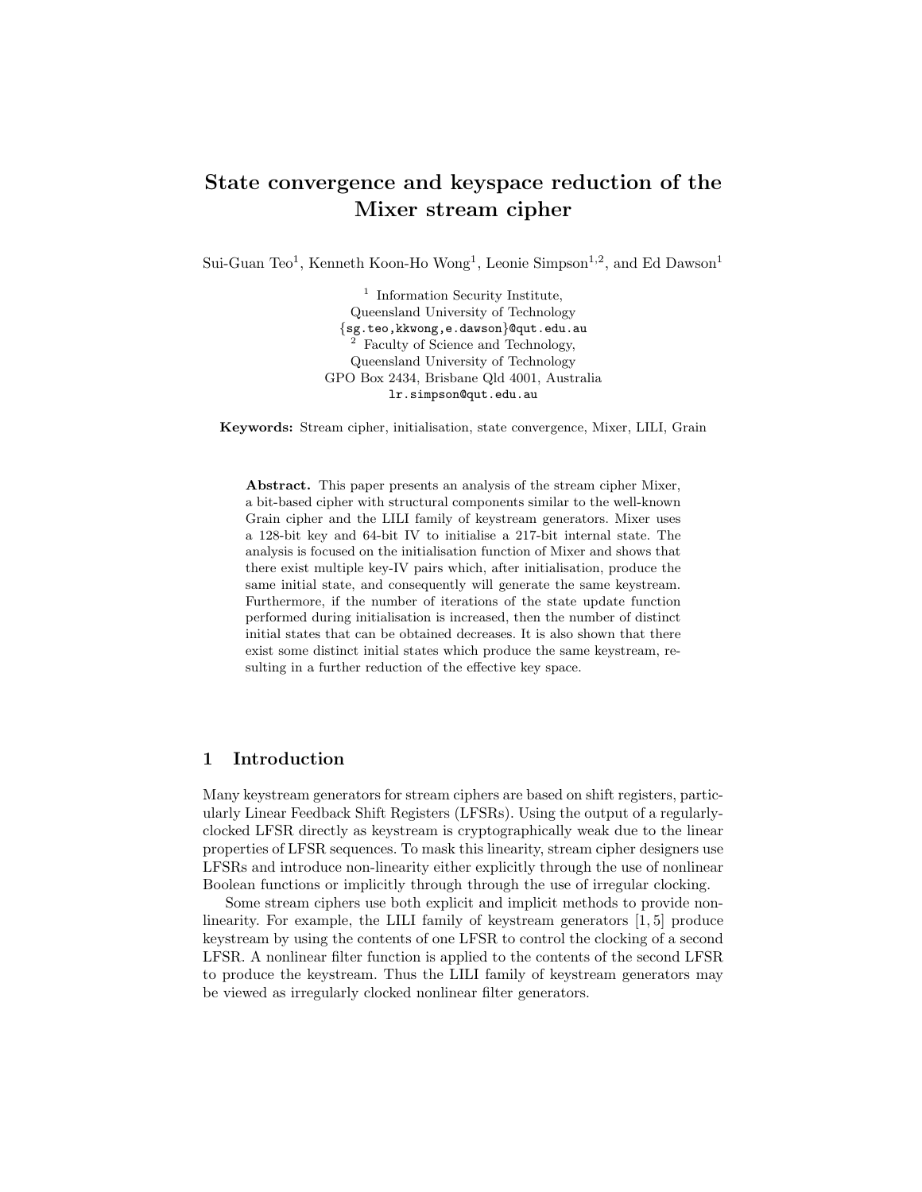# State convergence and keyspace reduction of the Mixer stream cipher

Sui-Guan Teo[1], Kenneth Koon-Ho Wong[1], Leonie Simpson[1,2], and Ed Dawson[1]

[1] Information Security Institute,
Queensland University of Technology
{sg.teo,kkwong,e.dawson}@qut.edu.au
[2] Faculty of Science and Technology,
Queensland University of Technology
GPO Box 2434, Brisbane Qld 4001, Australia
lr.simpson@qut.edu.au

**Keywords:** Stream cipher, initialisation, state convergence, Mixer, LILI, Grain

**Abstract.** This paper presents an analysis of the stream cipher Mixer, a bit-based cipher with structural components similar to the well-known Grain cipher and the LILI family of keystream generators. Mixer uses a 128-bit key and 64-bit IV to initialise a 217-bit internal state. The analysis is focused on the initialisation function of Mixer and shows that there exist multiple key-IV pairs which, after initialisation, produce the same initial state, and consequently will generate the same keystream. Furthermore, if the number of iterations of the state update function performed during initialisation is increased, then the number of distinct initial states that can be obtained decreases. It is also shown that there exist some distinct initial states which produce the same keystream, resulting in a further reduction of the effective key space.

## 1 Introduction

Many keystream generators for stream ciphers are based on shift registers, particularly Linear Feedback Shift Registers (LFSRs). Using the output of a regularly-clocked LFSR directly as keystream is cryptographically weak due to the linear properties of LFSR sequences. To mask this linearity, stream cipher designers use LFSRs and introduce non-linearity either explicitly through the use of nonlinear Boolean functions or implicitly through through the use of irregular clocking.

Some stream ciphers use both explicit and implicit methods to provide nonlinearity. For example, the LILI family of keystream generators [1, 5] produce keystream by using the contents of one LFSR to control the clocking of a second LFSR. A nonlinear filter function is applied to the contents of the second LFSR to produce the keystream. Thus the LILI family of keystream generators may be viewed as irregularly clocked nonlinear filter generators.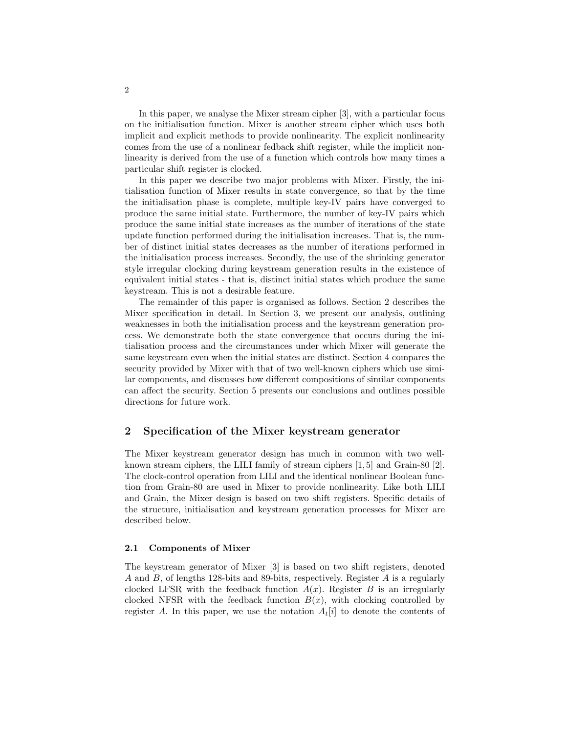In this paper, we analyse the Mixer stream cipher [3], with a particular focus on the initialisation function. Mixer is another stream cipher which uses both implicit and explicit methods to provide nonlinearity. The explicit nonlinearity comes from the use of a nonlinear fedback shift register, while the implicit nonlinearity is derived from the use of a function which controls how many times a particular shift register is clocked.

In this paper we describe two major problems with Mixer. Firstly, the initialisation function of Mixer results in state convergence, so that by the time the initialisation phase is complete, multiple key-IV pairs have converged to produce the same initial state. Furthermore, the number of key-IV pairs which produce the same initial state increases as the number of iterations of the state update function performed during the initialisation increases. That is, the number of distinct initial states decreases as the number of iterations performed in the initialisation process increases. Secondly, the use of the shrinking generator style irregular clocking during keystream generation results in the existence of equivalent initial states - that is, distinct initial states which produce the same keystream. This is not a desirable feature.

The remainder of this paper is organised as follows. Section 2 describes the Mixer specification in detail. In Section 3, we present our analysis, outlining weaknesses in both the initialisation process and the keystream generation process. We demonstrate both the state convergence that occurs during the initialisation process and the circumstances under which Mixer will generate the same keystream even when the initial states are distinct. Section 4 compares the security provided by Mixer with that of two well-known ciphers which use similar components, and discusses how different compositions of similar components can affect the security. Section 5 presents our conclusions and outlines possible directions for future work.

## 2 Specification of the Mixer keystream generator

The Mixer keystream generator design has much in common with two well-known stream ciphers, the LILI family of stream ciphers [1, 5] and Grain-80 [2]. The clock-control operation from LILI and the identical nonlinear Boolean function from Grain-80 are used in Mixer to provide nonlinearity. Like both LILI and Grain, the Mixer design is based on two shift registers. Specific details of the structure, initialisation and keystream generation processes for Mixer are described below.

### 2.1 Components of Mixer

The keystream generator of Mixer [3] is based on two shift registers, denoted $A$ and $B$, of lengths 128-bits and 89-bits, respectively. Register $A$ is a regularly clocked LFSR with the feedback function $A(x)$. Register $B$ is an irregularly clocked NFSR with the feedback function $B(x)$, with clocking controlled by register $A$. In this paper, we use the notation $A_t[i]$ to denote the contents of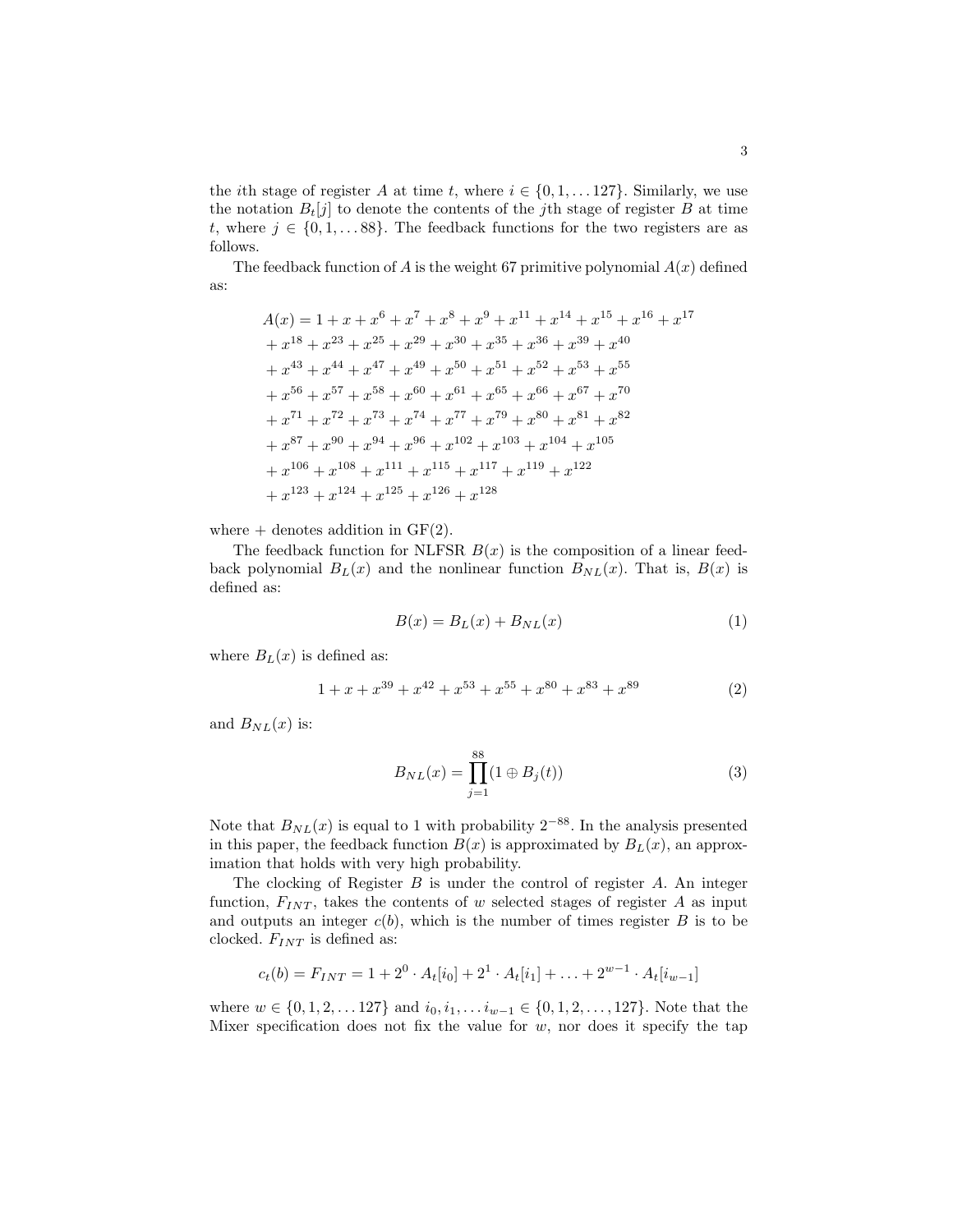the $i$th stage of register $A$ at time $t$, where $i \in \{0, 1, \ldots 127\}$. Similarly, we use the notation $B_t[j]$ to denote the contents of the $j$th stage of register $B$ at time $t$, where $j \in \{0, 1, \ldots 88\}$. The feedback functions for the two registers are as follows.

The feedback function of $A$ is the weight 67 primitive polynomial $A(x)$ defined as:

$$
\begin{aligned}
A(x) = {} & 1 + x + x^{6} + x^{7} + x^{8} + x^{9} + x^{11} + x^{14} + x^{15} + x^{16} + x^{17} \\
& + x^{18} + x^{23} + x^{25} + x^{29} + x^{30} + x^{35} + x^{36} + x^{39} + x^{40} \\
& + x^{43} + x^{44} + x^{47} + x^{49} + x^{50} + x^{51} + x^{52} + x^{53} + x^{55} \\
& + x^{56} + x^{57} + x^{58} + x^{60} + x^{61} + x^{65} + x^{66} + x^{67} + x^{70} \\
& + x^{71} + x^{72} + x^{73} + x^{74} + x^{77} + x^{79} + x^{80} + x^{81} + x^{82} \\
& + x^{87} + x^{90} + x^{94} + x^{96} + x^{102} + x^{103} + x^{104} + x^{105} \\
& + x^{106} + x^{108} + x^{111} + x^{115} + x^{117} + x^{119} + x^{122} \\
& + x^{123} + x^{124} + x^{125} + x^{126} + x^{128}
\end{aligned}
$$

where + denotes addition in GF(2).

The feedback function for NLFSR $B(x)$ is the composition of a linear feedback polynomial $B_L(x)$ and the nonlinear function $B_{NL}(x)$. That is, $B(x)$ is defined as:

$$B(x) = B_L(x) + B_{NL}(x) \tag{1}$$

where $B_L(x)$ is defined as:

$$1 + x + x^{39} + x^{42} + x^{53} + x^{55} + x^{80} + x^{83} + x^{89} \tag{2}$$

and $B_{NL}(x)$ is:

$$B_{NL}(x) = \prod_{j=1}^{88} (1 \oplus B_j(t)) \tag{3}$$

Note that $B_{NL}(x)$ is equal to 1 with probability $2^{-88}$. In the analysis presented in this paper, the feedback function $B(x)$ is approximated by $B_L(x)$, an approximation that holds with very high probability.

The clocking of Register $B$ is under the control of register $A$. An integer function, $F_{INT}$, takes the contents of $w$ selected stages of register $A$ as input and outputs an integer $c(b)$, which is the number of times register $B$ is to be clocked. $F_{INT}$ is defined as:

$$c_t(b) = F_{INT} = 1 + 2^0 \cdot A_t[i_0] + 2^1 \cdot A_t[i_1] + \ldots + 2^{w-1} \cdot A_t[i_{w-1}]$$

where $w \in \{0, 1, 2, \ldots 127\}$ and $i_0, i_1, \ldots i_{w-1} \in \{0, 1, 2, \ldots, 127\}$. Note that the Mixer specification does not fix the value for $w$, nor does it specify the tap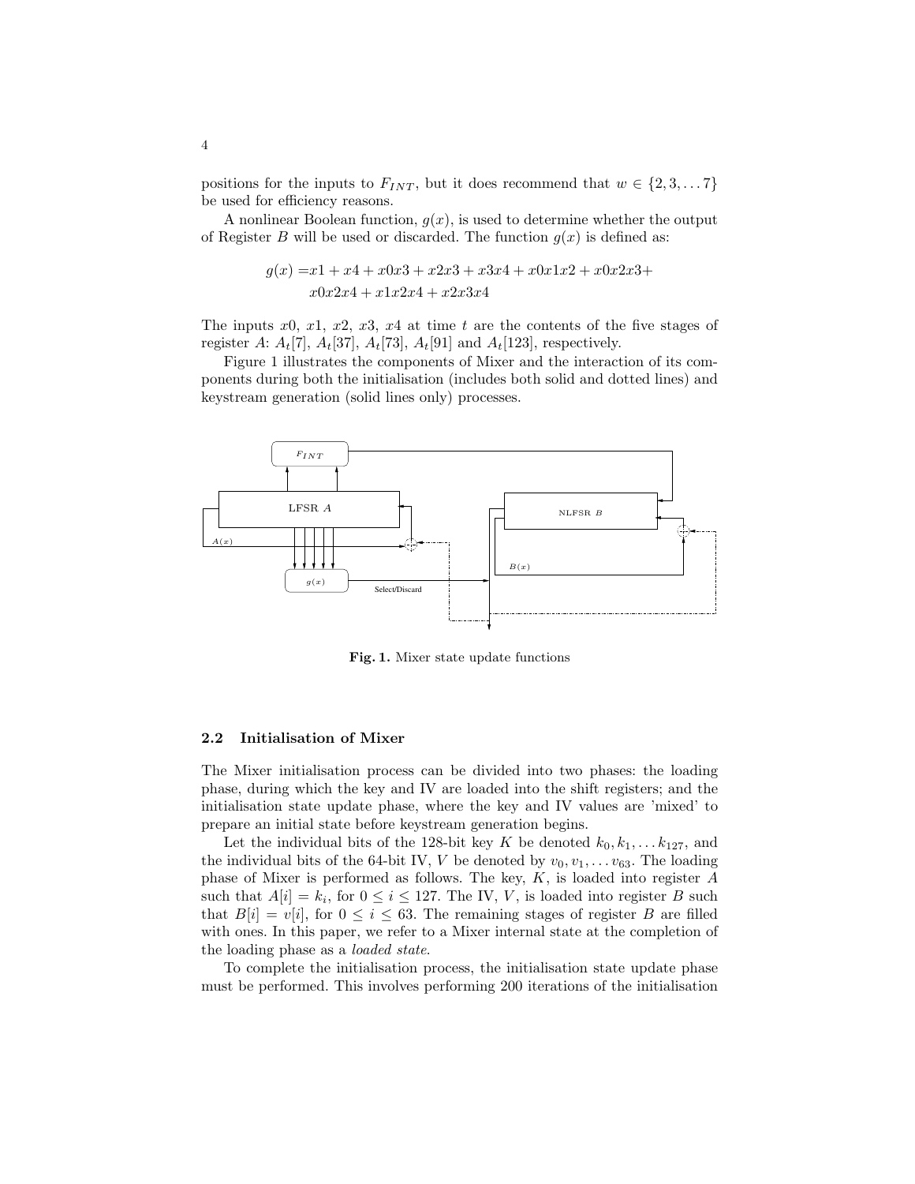positions for the inputs to $F_{INT}$, but it does recommend that $w \in \{2, 3, \ldots 7\}$ be used for efficiency reasons.

A nonlinear Boolean function, $g(x)$, is used to determine whether the output of Register $B$ will be used or discarded. The function $g(x)$ is defined as:

$$
\begin{aligned}
g(x) = & x1 + x4 + x0x3 + x2x3 + x3x4 + x0x1x2 + x0x2x3 + \\
& x0x2x4 + x1x2x4 + x2x3x4
\end{aligned}
$$

The inputs $x0$, $x1$, $x2$, $x3$, $x4$ at time $t$ are the contents of the five stages of register $A$: $A_t[7]$, $A_t[37]$, $A_t[73]$, $A_t[91]$ and $A_t[123]$, respectively.

Figure 1 illustrates the components of Mixer and the interaction of its components during both the initialisation (includes both solid and dotted lines) and keystream generation (solid lines only) processes.

**Fig. 1.** Mixer state update functions

### 2.2 Initialisation of Mixer

The Mixer initialisation process can be divided into two phases: the loading phase, during which the key and IV are loaded into the shift registers; and the initialisation state update phase, where the key and IV values are 'mixed' to prepare an initial state before keystream generation begins.

Let the individual bits of the 128-bit key $K$ be denoted $k_0, k_1, \ldots k_{127}$, and the individual bits of the 64-bit IV, $V$ be denoted by $v_0, v_1, \ldots v_{63}$. The loading phase of Mixer is performed as follows. The key, $K$, is loaded into register $A$ such that $A[i] = k_i$, for $0 \leq i \leq 127$. The IV, $V$, is loaded into register $B$ such that $B[i] = v[i]$, for $0 \leq i \leq 63$. The remaining stages of register $B$ are filled with ones. In this paper, we refer to a Mixer internal state at the completion of the loading phase as a *loaded state*.

To complete the initialisation process, the initialisation state update phase must be performed. This involves performing 200 iterations of the initialisation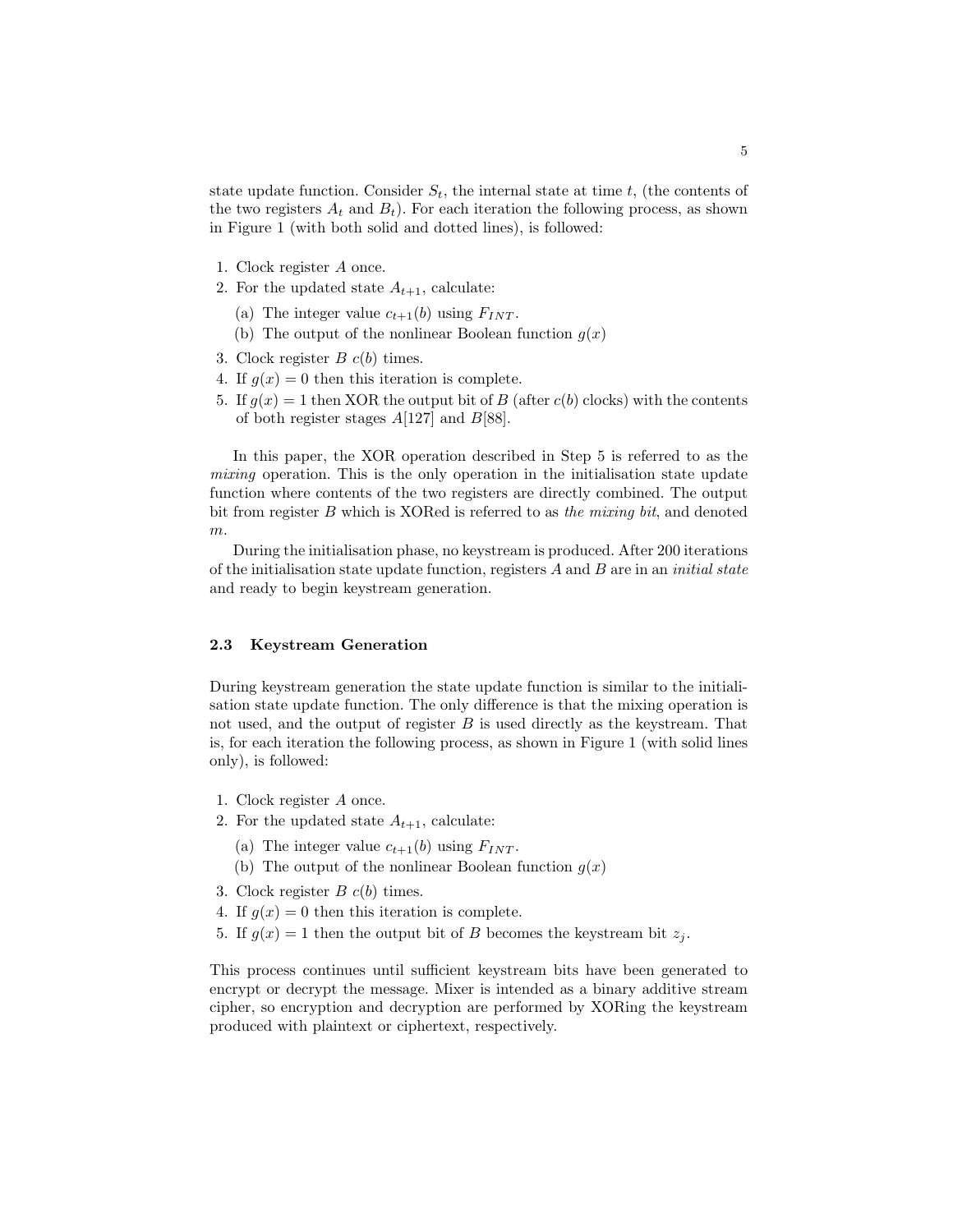state update function. Consider $S_t$, the internal state at time $t$, (the contents of the two registers $A_t$ and $B_t$). For each iteration the following process, as shown in Figure 1 (with both solid and dotted lines), is followed:

1. Clock register $A$ once.
2. For the updated state $A_{t+1}$, calculate:
   (a) The integer value $c_{t+1}(b)$ using $F_{INT}$.
   (b) The output of the nonlinear Boolean function $g(x)$
3. Clock register $B$ $c(b)$ times.
4. If $g(x) = 0$ then this iteration is complete.
5. If $g(x) = 1$ then XOR the output bit of $B$ (after $c(b)$ clocks) with the contents of both register stages $A[127]$ and $B[88]$.

In this paper, the XOR operation described in Step 5 is referred to as the *mixing* operation. This is the only operation in the initialisation state update function where contents of the two registers are directly combined. The output bit from register $B$ which is XORed is referred to as *the mixing bit*, and denoted $m$.

During the initialisation phase, no keystream is produced. After 200 iterations of the initialisation state update function, registers $A$ and $B$ are in an *initial state* and ready to begin keystream generation.

### 2.3 Keystream Generation

During keystream generation the state update function is similar to the initialisation state update function. The only difference is that the mixing operation is not used, and the output of register $B$ is used directly as the keystream. That is, for each iteration the following process, as shown in Figure 1 (with solid lines only), is followed:

1. Clock register $A$ once.
2. For the updated state $A_{t+1}$, calculate:
   (a) The integer value $c_{t+1}(b)$ using $F_{INT}$.
   (b) The output of the nonlinear Boolean function $g(x)$
3. Clock register $B$ $c(b)$ times.
4. If $g(x) = 0$ then this iteration is complete.
5. If $g(x) = 1$ then the output bit of $B$ becomes the keystream bit $z_j$.

This process continues until sufficient keystream bits have been generated to encrypt or decrypt the message. Mixer is intended as a binary additive stream cipher, so encryption and decryption are performed by XORing the keystream produced with plaintext or ciphertext, respectively.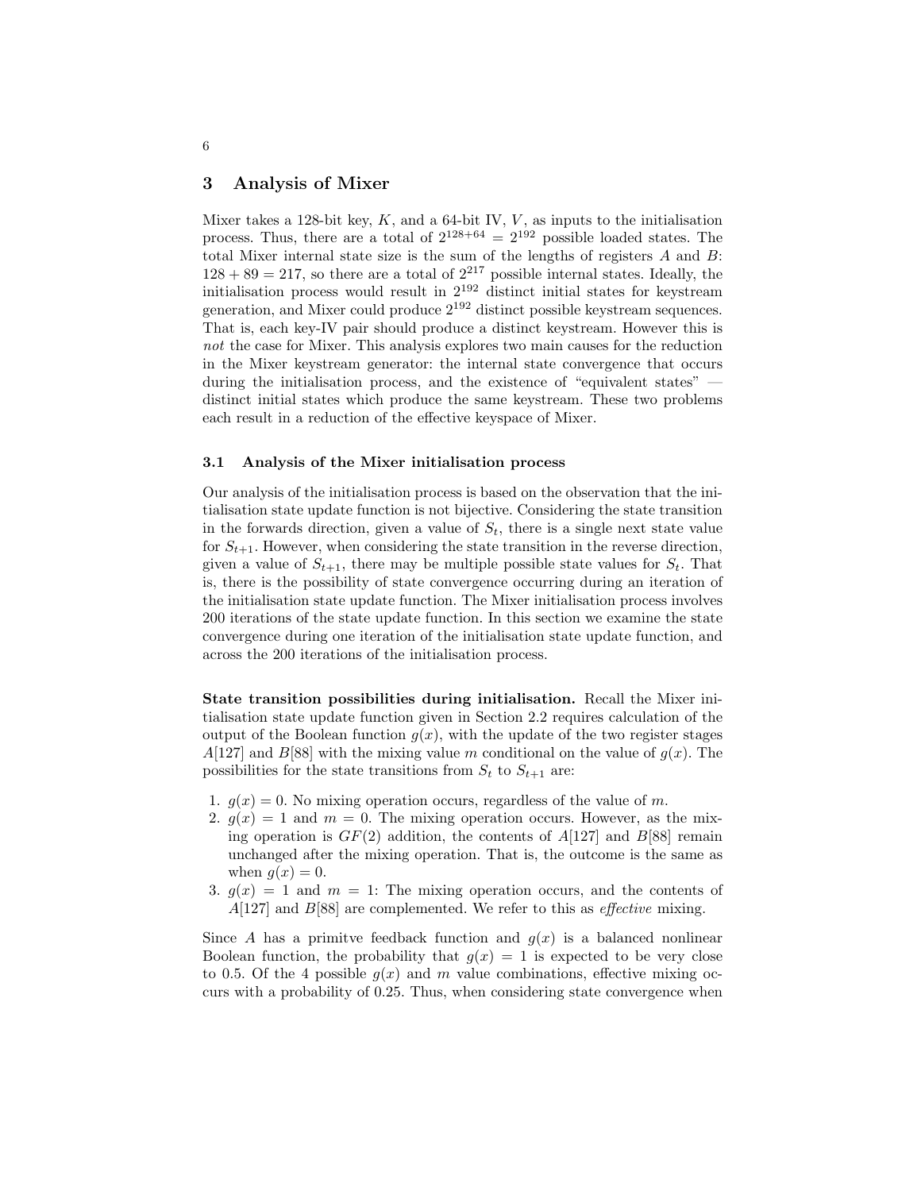## 3 Analysis of Mixer

Mixer takes a 128-bit key, $K$, and a 64-bit IV, $V$, as inputs to the initialisation process. Thus, there are a total of $2^{128+64} = 2^{192}$ possible loaded states. The total Mixer internal state size is the sum of the lengths of registers $A$ and $B$: $128 + 89 = 217$, so there are a total of $2^{217}$ possible internal states. Ideally, the initialisation process would result in $2^{192}$ distinct initial states for keystream generation, and Mixer could produce $2^{192}$ distinct possible keystream sequences. That is, each key-IV pair should produce a distinct keystream. However this is *not* the case for Mixer. This analysis explores two main causes for the reduction in the Mixer keystream generator: the internal state convergence that occurs during the initialisation process, and the existence of "equivalent states" — distinct initial states which produce the same keystream. These two problems each result in a reduction of the effective keyspace of Mixer.

### 3.1 Analysis of the Mixer initialisation process

Our analysis of the initialisation process is based on the observation that the initialisation state update function is not bijective. Considering the state transition in the forwards direction, given a value of $S_t$, there is a single next state value for $S_{t+1}$. However, when considering the state transition in the reverse direction, given a value of $S_{t+1}$, there may be multiple possible state values for $S_t$. That is, there is the possibility of state convergence occurring during an iteration of the initialisation state update function. The Mixer initialisation process involves 200 iterations of the state update function. In this section we examine the state convergence during one iteration of the initialisation state update function, and across the 200 iterations of the initialisation process.

**State transition possibilities during initialisation.** Recall the Mixer initialisation state update function given in Section 2.2 requires calculation of the output of the Boolean function $g(x)$, with the update of the two register stages $A[127]$ and $B[88]$ with the mixing value $m$ conditional on the value of $g(x)$. The possibilities for the state transitions from $S_t$ to $S_{t+1}$ are:

1. $g(x) = 0$. No mixing operation occurs, regardless of the value of $m$.
2. $g(x) = 1$ and $m = 0$. The mixing operation occurs. However, as the mixing operation is $GF(2)$ addition, the contents of $A[127]$ and $B[88]$ remain unchanged after the mixing operation. That is, the outcome is the same as when $g(x) = 0$.
3. $g(x) = 1$ and $m = 1$: The mixing operation occurs, and the contents of $A[127]$ and $B[88]$ are complemented. We refer to this as *effective* mixing.

Since $A$ has a primitve feedback function and $g(x)$ is a balanced nonlinear Boolean function, the probability that $g(x) = 1$ is expected to be very close to 0.5. Of the 4 possible $g(x)$ and $m$ value combinations, effective mixing occurs with a probability of 0.25. Thus, when considering state convergence when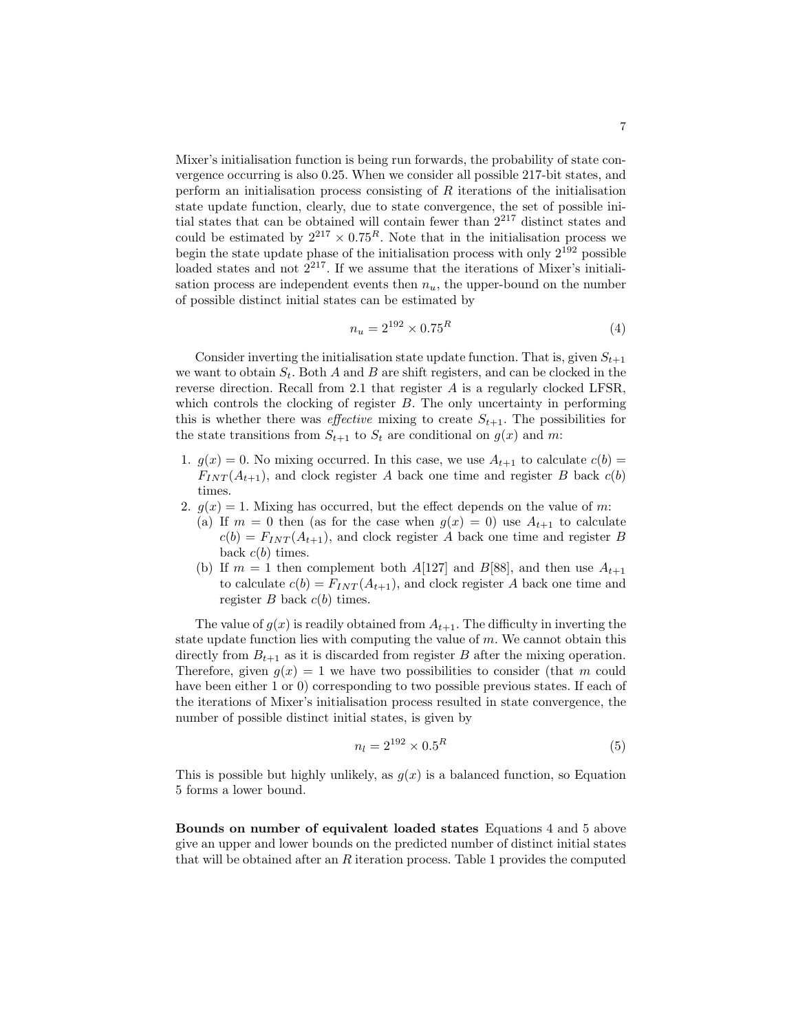Mixer's initialisation function is being run forwards, the probability of state convergence occurring is also 0.25. When we consider all possible 217-bit states, and perform an initialisation process consisting of $R$ iterations of the initialisation state update function, clearly, due to state convergence, the set of possible initial states that can be obtained will contain fewer than $2^{217}$ distinct states and could be estimated by $2^{217} \times 0.75^R$. Note that in the initialisation process we begin the state update phase of the initialisation process with only $2^{192}$ possible loaded states and not $2^{217}$. If we assume that the iterations of Mixer's initialisation process are independent events then $n_u$, the upper-bound on the number of possible distinct initial states can be estimated by

$$n_u = 2^{192} \times 0.75^R \tag{4}$$

Consider inverting the initialisation state update function. That is, given $S_{t+1}$ we want to obtain $S_t$. Both $A$ and $B$ are shift registers, and can be clocked in the reverse direction. Recall from 2.1 that register $A$ is a regularly clocked LFSR, which controls the clocking of register $B$. The only uncertainty in performing this is whether there was *effective* mixing to create $S_{t+1}$. The possibilities for the state transitions from $S_{t+1}$ to $S_t$ are conditional on $g(x)$ and $m$:

1. $g(x) = 0$. No mixing occurred. In this case, we use $A_{t+1}$ to calculate $c(b) = F_{INT}(A_{t+1})$, and clock register $A$ back one time and register $B$ back $c(b)$ times.
2. $g(x) = 1$. Mixing has occurred, but the effect depends on the value of $m$:
   (a) If $m = 0$ then (as for the case when $g(x) = 0$) use $A_{t+1}$ to calculate $c(b) = F_{INT}(A_{t+1})$, and clock register $A$ back one time and register $B$ back $c(b)$ times.
   (b) If $m = 1$ then complement both $A[127]$ and $B[88]$, and then use $A_{t+1}$ to calculate $c(b) = F_{INT}(A_{t+1})$, and clock register $A$ back one time and register $B$ back $c(b)$ times.

The value of $g(x)$ is readily obtained from $A_{t+1}$. The difficulty in inverting the state update function lies with computing the value of $m$. We cannot obtain this directly from $B_{t+1}$ as it is discarded from register $B$ after the mixing operation. Therefore, given $g(x) = 1$ we have two possibilities to consider (that $m$ could have been either 1 or 0) corresponding to two possible previous states. If each of the iterations of Mixer's initialisation process resulted in state convergence, the number of possible distinct initial states, is given by

$$n_l = 2^{192} \times 0.5^R \tag{5}$$

This is possible but highly unlikely, as $g(x)$ is a balanced function, so Equation 5 forms a lower bound.

**Bounds on number of equivalent loaded states** Equations 4 and 5 above give an upper and lower bounds on the predicted number of distinct initial states that will be obtained after an $R$ iteration process. Table 1 provides the computed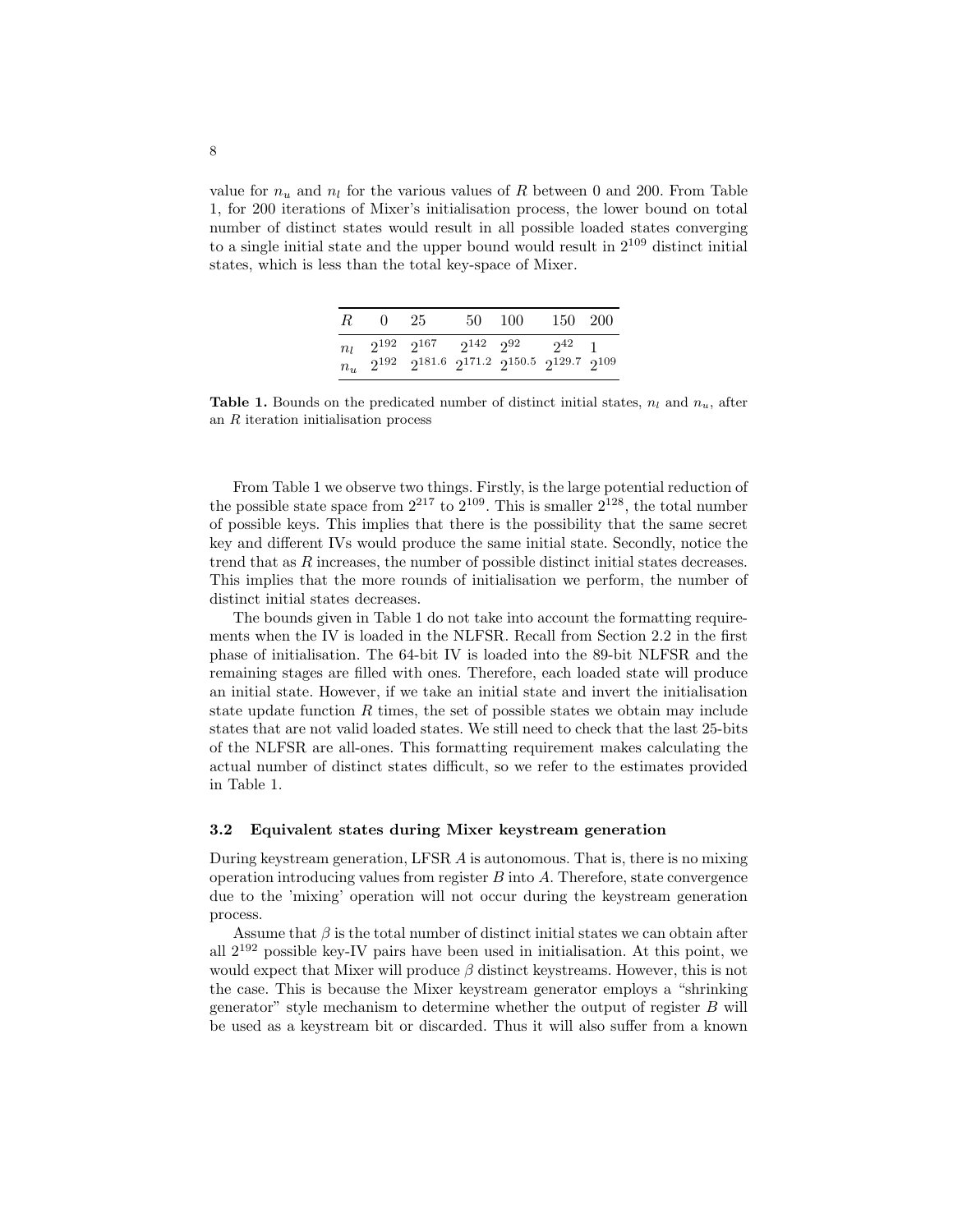value for $n_u$ and $n_l$ for the various values of $R$ between 0 and 200. From Table 1, for 200 iterations of Mixer's initialisation process, the lower bound on total number of distinct states would result in all possible loaded states converging to a single initial state and the upper bound would result in $2^{109}$ distinct initial states, which is less than the total key-space of Mixer.

| $R$ | 0 | 25 | 50 | 100 | 150 | 200 |
|---|---|---|---|---|---|---|
| $n_l$ | $2^{192}$ | $2^{167}$ | $2^{142}$ | $2^{92}$ | $2^{42}$ | 1 |
| $n_u$ | $2^{192}$ | $2^{181.6}$ | $2^{171.2}$ | $2^{150.5}$ | $2^{129.7}$ | $2^{109}$ |

**Table 1.** Bounds on the predicated number of distinct initial states, $n_l$ and $n_u$, after an $R$ iteration initialisation process

From Table 1 we observe two things. Firstly, is the large potential reduction of the possible state space from $2^{217}$ to $2^{109}$. This is smaller $2^{128}$, the total number of possible keys. This implies that there is the possibility that the same secret key and different IVs would produce the same initial state. Secondly, notice the trend that as $R$ increases, the number of possible distinct initial states decreases. This implies that the more rounds of initialisation we perform, the number of distinct initial states decreases.

The bounds given in Table 1 do not take into account the formatting requirements when the IV is loaded in the NLFSR. Recall from Section 2.2 in the first phase of initialisation. The 64-bit IV is loaded into the 89-bit NLFSR and the remaining stages are filled with ones. Therefore, each loaded state will produce an initial state. However, if we take an initial state and invert the initialisation state update function $R$ times, the set of possible states we obtain may include states that are not valid loaded states. We still need to check that the last 25-bits of the NLFSR are all-ones. This formatting requirement makes calculating the actual number of distinct states difficult, so we refer to the estimates provided in Table 1.

### 3.2 Equivalent states during Mixer keystream generation

During keystream generation, LFSR $A$ is autonomous. That is, there is no mixing operation introducing values from register $B$ into $A$. Therefore, state convergence due to the 'mixing' operation will not occur during the keystream generation process.

Assume that $\beta$ is the total number of distinct initial states we can obtain after all $2^{192}$ possible key-IV pairs have been used in initialisation. At this point, we would expect that Mixer will produce $\beta$ distinct keystreams. However, this is not the case. This is because the Mixer keystream generator employs a "shrinking generator" style mechanism to determine whether the output of register $B$ will be used as a keystream bit or discarded. Thus it will also suffer from a known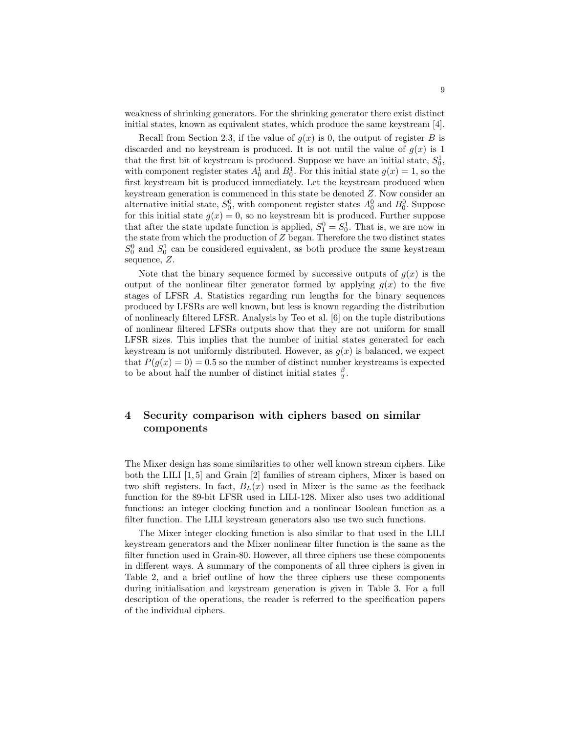weakness of shrinking generators. For the shrinking generator there exist distinct initial states, known as equivalent states, which produce the same keystream [4].

Recall from Section 2.3, if the value of $g(x)$ is 0, the output of register $B$ is discarded and no keystream is produced. It is not until the value of $g(x)$ is 1 that the first bit of keystream is produced. Suppose we have an initial state, $S_0^1$, with component register states $A_0^1$ and $B_0^1$. For this initial state $g(x) = 1$, so the first keystream bit is produced immediately. Let the keystream produced when keystream generation is commenced in this state be denoted $Z$. Now consider an alternative initial state, $S_0^0$, with component register states $A_0^0$ and $B_0^0$. Suppose for this initial state $g(x) = 0$, so no keystream bit is produced. Further suppose that after the state update function is applied, $S_1^0 = S_0^1$. That is, we are now in the state from which the production of $Z$ began. Therefore the two distinct states $S_0^0$ and $S_0^1$ can be considered equivalent, as both produce the same keystream sequence, $Z$.

Note that the binary sequence formed by successive outputs of $g(x)$ is the output of the nonlinear filter generator formed by applying $g(x)$ to the five stages of LFSR $A$. Statistics regarding run lengths for the binary sequences produced by LFSRs are well known, but less is known regarding the distribution of nonlinearly filtered LFSR. Analysis by Teo et al. [6] on the tuple distributions of nonlinear filtered LFSRs outputs show that they are not uniform for small LFSR sizes. This implies that the number of initial states generated for each keystream is not uniformly distributed. However, as $g(x)$ is balanced, we expect that $P(g(x) = 0) = 0.5$ so the number of distinct number keystreams is expected to be about half the number of distinct initial states $\frac{\beta}{2}$.

# 4 Security comparison with ciphers based on similar components

The Mixer design has some similarities to other well known stream ciphers. Like both the LILI [1, 5] and Grain [2] families of stream ciphers, Mixer is based on two shift registers. In fact, $B_L(x)$ used in Mixer is the same as the feedback function for the 89-bit LFSR used in LILI-128. Mixer also uses two additional functions: an integer clocking function and a nonlinear Boolean function as a filter function. The LILI keystream generators also use two such functions.

The Mixer integer clocking function is also similar to that used in the LILI keystream generators and the Mixer nonlinear filter function is the same as the filter function used in Grain-80. However, all three ciphers use these components in different ways. A summary of the components of all three ciphers is given in Table 2, and a brief outline of how the three ciphers use these components during initialisation and keystream generation is given in Table 3. For a full description of the operations, the reader is referred to the specification papers of the individual ciphers.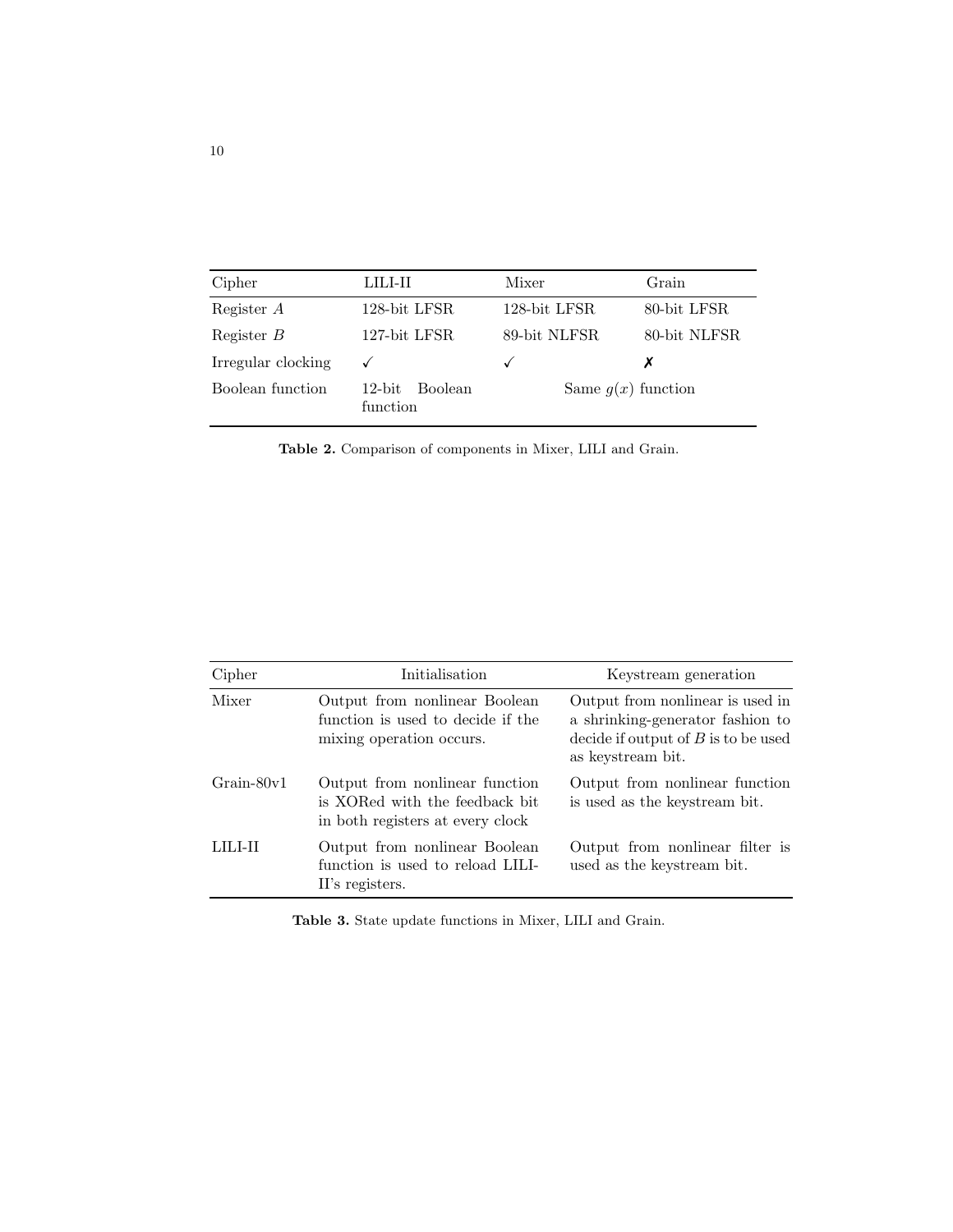| Cipher | LILI-II | Mixer | Grain |
| --- | --- | --- | --- |
| Register $A$ | 128-bit LFSR | 128-bit LFSR | 80-bit LFSR |
| Register $B$ | 127-bit LFSR | 89-bit NLFSR | 80-bit NLFSR |
| Irregular clocking | ✓ | ✓ | ✗ |
| Boolean function | 12-bit Boolean function | Same $g(x)$ function | |

**Table 2.** Comparison of components in Mixer, LILI and Grain.

| Cipher | Initialisation | Keystream generation |
| --- | --- | --- |
| Mixer | Output from nonlinear Boolean function is used to decide if the mixing operation occurs. | Output from nonlinear is used in a shrinking-generator fashion to decide if output of $B$ is to be used as keystream bit. |
| Grain-80v1 | Output from nonlinear function is XORed with the feedback bit in both registers at every clock | Output from nonlinear function is used as the keystream bit. |
| LILI-II | Output from nonlinear Boolean function is used to reload LILI-II's registers. | Output from nonlinear filter is used as the keystream bit. |

**Table 3.** State update functions in Mixer, LILI and Grain.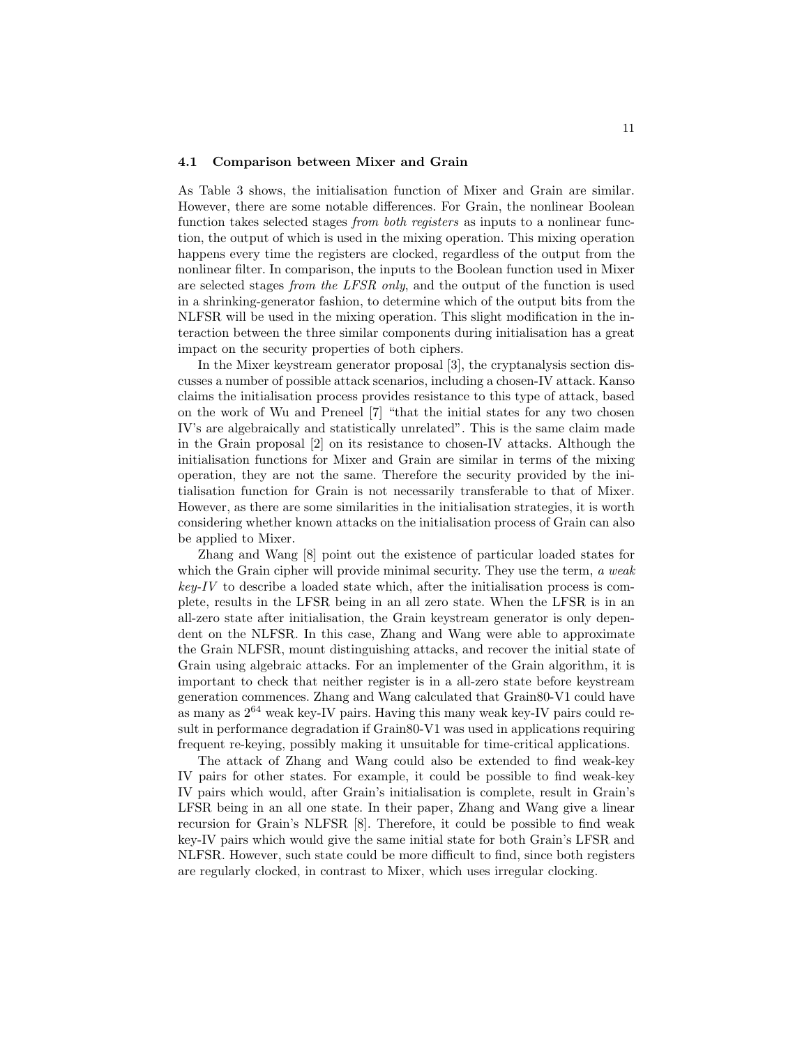### 4.1 Comparison between Mixer and Grain

As Table 3 shows, the initialisation function of Mixer and Grain are similar. However, there are some notable differences. For Grain, the nonlinear Boolean function takes selected stages *from both registers* as inputs to a nonlinear function, the output of which is used in the mixing operation. This mixing operation happens every time the registers are clocked, regardless of the output from the nonlinear filter. In comparison, the inputs to the Boolean function used in Mixer are selected stages *from the LFSR only*, and the output of the function is used in a shrinking-generator fashion, to determine which of the output bits from the NLFSR will be used in the mixing operation. This slight modification in the interaction between the three similar components during initialisation has a great impact on the security properties of both ciphers.

In the Mixer keystream generator proposal [3], the cryptanalysis section discusses a number of possible attack scenarios, including a chosen-IV attack. Kanso claims the initialisation process provides resistance to this type of attack, based on the work of Wu and Preneel [7] "that the initial states for any two chosen IV's are algebraically and statistically unrelated". This is the same claim made in the Grain proposal [2] on its resistance to chosen-IV attacks. Although the initialisation functions for Mixer and Grain are similar in terms of the mixing operation, they are not the same. Therefore the security provided by the initialisation function for Grain is not necessarily transferable to that of Mixer. However, as there are some similarities in the initialisation strategies, it is worth considering whether known attacks on the initialisation process of Grain can also be applied to Mixer.

Zhang and Wang [8] point out the existence of particular loaded states for which the Grain cipher will provide minimal security. They use the term, *a weak key-IV* to describe a loaded state which, after the initialisation process is complete, results in the LFSR being in an all zero state. When the LFSR is in an all-zero state after initialisation, the Grain keystream generator is only dependent on the NLFSR. In this case, Zhang and Wang were able to approximate the Grain NLFSR, mount distinguishing attacks, and recover the initial state of Grain using algebraic attacks. For an implementer of the Grain algorithm, it is important to check that neither register is in a all-zero state before keystream generation commences. Zhang and Wang calculated that Grain80-V1 could have as many as $2^{64}$ weak key-IV pairs. Having this many weak key-IV pairs could result in performance degradation if Grain80-V1 was used in applications requiring frequent re-keying, possibly making it unsuitable for time-critical applications.

The attack of Zhang and Wang could also be extended to find weak-key IV pairs for other states. For example, it could be possible to find weak-key IV pairs which would, after Grain's initialisation is complete, result in Grain's LFSR being in an all one state. In their paper, Zhang and Wang give a linear recursion for Grain's NLFSR [8]. Therefore, it could be possible to find weak key-IV pairs which would give the same initial state for both Grain's LFSR and NLFSR. However, such state could be more difficult to find, since both registers are regularly clocked, in contrast to Mixer, which uses irregular clocking.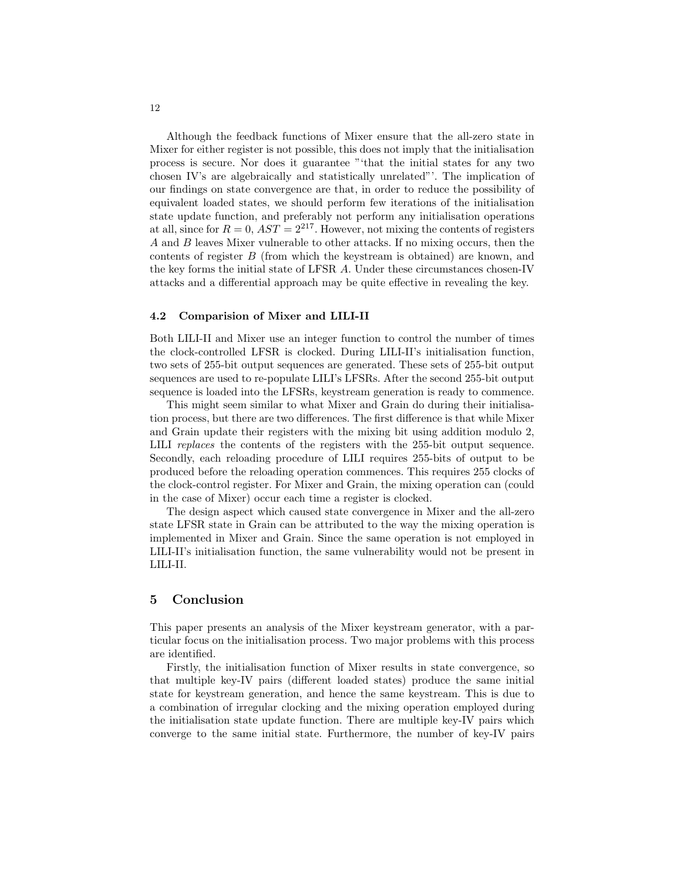Although the feedback functions of Mixer ensure that the all-zero state in Mixer for either register is not possible, this does not imply that the initialisation process is secure. Nor does it guarantee "'that the initial states for any two chosen IV's are algebraically and statistically unrelated"'. The implication of our findings on state convergence are that, in order to reduce the possibility of equivalent loaded states, we should perform few iterations of the initialisation state update function, and preferably not perform any initialisation operations at all, since for $R = 0$, $AST = 2^{217}$. However, not mixing the contents of registers $A$ and $B$ leaves Mixer vulnerable to other attacks. If no mixing occurs, then the contents of register $B$ (from which the keystream is obtained) are known, and the key forms the initial state of LFSR $A$. Under these circumstances chosen-IV attacks and a differential approach may be quite effective in revealing the key.

### 4.2 Comparision of Mixer and LILI-II

Both LILI-II and Mixer use an integer function to control the number of times the clock-controlled LFSR is clocked. During LILI-II's initialisation function, two sets of 255-bit output sequences are generated. These sets of 255-bit output sequences are used to re-populate LILI's LFSRs. After the second 255-bit output sequence is loaded into the LFSRs, keystream generation is ready to commence.

This might seem similar to what Mixer and Grain do during their initialisation process, but there are two differences. The first difference is that while Mixer and Grain update their registers with the mixing bit using addition modulo 2, LILI *replaces* the contents of the registers with the 255-bit output sequence. Secondly, each reloading procedure of LILI requires 255-bits of output to be produced before the reloading operation commences. This requires 255 clocks of the clock-control register. For Mixer and Grain, the mixing operation can (could in the case of Mixer) occur each time a register is clocked.

The design aspect which caused state convergence in Mixer and the all-zero state LFSR state in Grain can be attributed to the way the mixing operation is implemented in Mixer and Grain. Since the same operation is not employed in LILI-II's initialisation function, the same vulnerability would not be present in LILI-II.

## 5 Conclusion

This paper presents an analysis of the Mixer keystream generator, with a particular focus on the initialisation process. Two major problems with this process are identified.

Firstly, the initialisation function of Mixer results in state convergence, so that multiple key-IV pairs (different loaded states) produce the same initial state for keystream generation, and hence the same keystream. This is due to a combination of irregular clocking and the mixing operation employed during the initialisation state update function. There are multiple key-IV pairs which converge to the same initial state. Furthermore, the number of key-IV pairs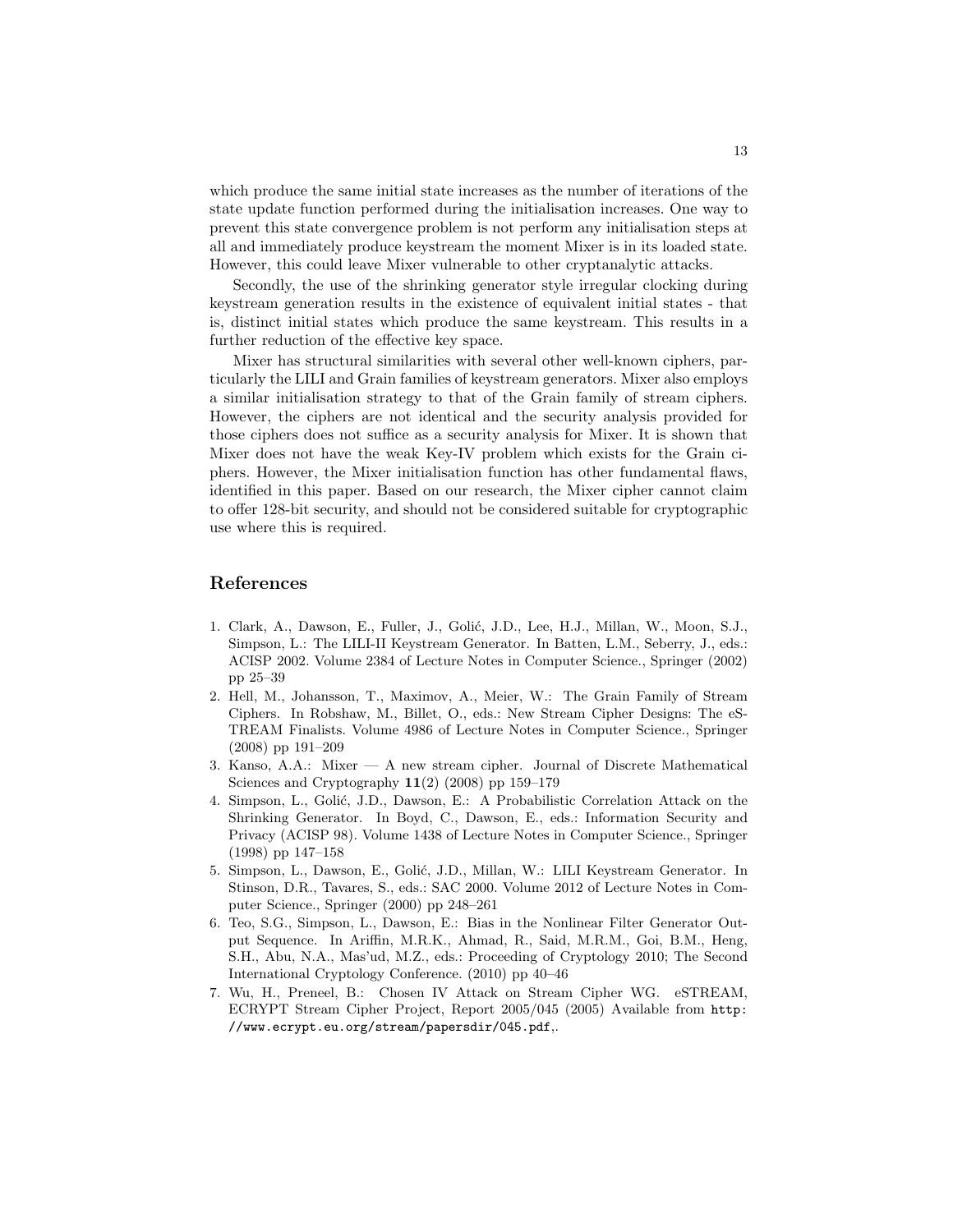which produce the same initial state increases as the number of iterations of the state update function performed during the initialisation increases. One way to prevent this state convergence problem is not perform any initialisation steps at all and immediately produce keystream the moment Mixer is in its loaded state. However, this could leave Mixer vulnerable to other cryptanalytic attacks.

Secondly, the use of the shrinking generator style irregular clocking during keystream generation results in the existence of equivalent initial states - that is, distinct initial states which produce the same keystream. This results in a further reduction of the effective key space.

Mixer has structural similarities with several other well-known ciphers, particularly the LILI and Grain families of keystream generators. Mixer also employs a similar initialisation strategy to that of the Grain family of stream ciphers. However, the ciphers are not identical and the security analysis provided for those ciphers does not suffice as a security analysis for Mixer. It is shown that Mixer does not have the weak Key-IV problem which exists for the Grain ciphers. However, the Mixer initialisation function has other fundamental flaws, identified in this paper. Based on our research, the Mixer cipher cannot claim to offer 128-bit security, and should not be considered suitable for cryptographic use where this is required.

## References

1. Clark, A., Dawson, E., Fuller, J., Golić, J.D., Lee, H.J., Millan, W., Moon, S.J., Simpson, L.: The LILI-II Keystream Generator. In Batten, L.M., Seberry, J., eds.: ACISP 2002. Volume 2384 of Lecture Notes in Computer Science., Springer (2002) pp 25–39
2. Hell, M., Johansson, T., Maximov, A., Meier, W.: The Grain Family of Stream Ciphers. In Robshaw, M., Billet, O., eds.: New Stream Cipher Designs: The eSTREAM Finalists. Volume 4986 of Lecture Notes in Computer Science., Springer (2008) pp 191–209
3. Kanso, A.A.: Mixer — A new stream cipher. Journal of Discrete Mathematical Sciences and Cryptography **11**(2) (2008) pp 159–179
4. Simpson, L., Golić, J.D., Dawson, E.: A Probabilistic Correlation Attack on the Shrinking Generator. In Boyd, C., Dawson, E., eds.: Information Security and Privacy (ACISP 98). Volume 1438 of Lecture Notes in Computer Science., Springer (1998) pp 147–158
5. Simpson, L., Dawson, E., Golić, J.D., Millan, W.: LILI Keystream Generator. In Stinson, D.R., Tavares, S., eds.: SAC 2000. Volume 2012 of Lecture Notes in Computer Science., Springer (2000) pp 248–261
6. Teo, S.G., Simpson, L., Dawson, E.: Bias in the Nonlinear Filter Generator Output Sequence. In Ariffin, M.R.K., Ahmad, R., Said, M.R.M., Goi, B.M., Heng, S.H., Abu, N.A., Mas'ud, M.Z., eds.: Proceeding of Cryptology 2010; The Second International Cryptology Conference. (2010) pp 40–46
7. Wu, H., Preneel, B.: Chosen IV Attack on Stream Cipher WG. eSTREAM, ECRYPT Stream Cipher Project, Report 2005/045 (2005) Available from `http://www.ecrypt.eu.org/stream/papersdir/045.pdf`.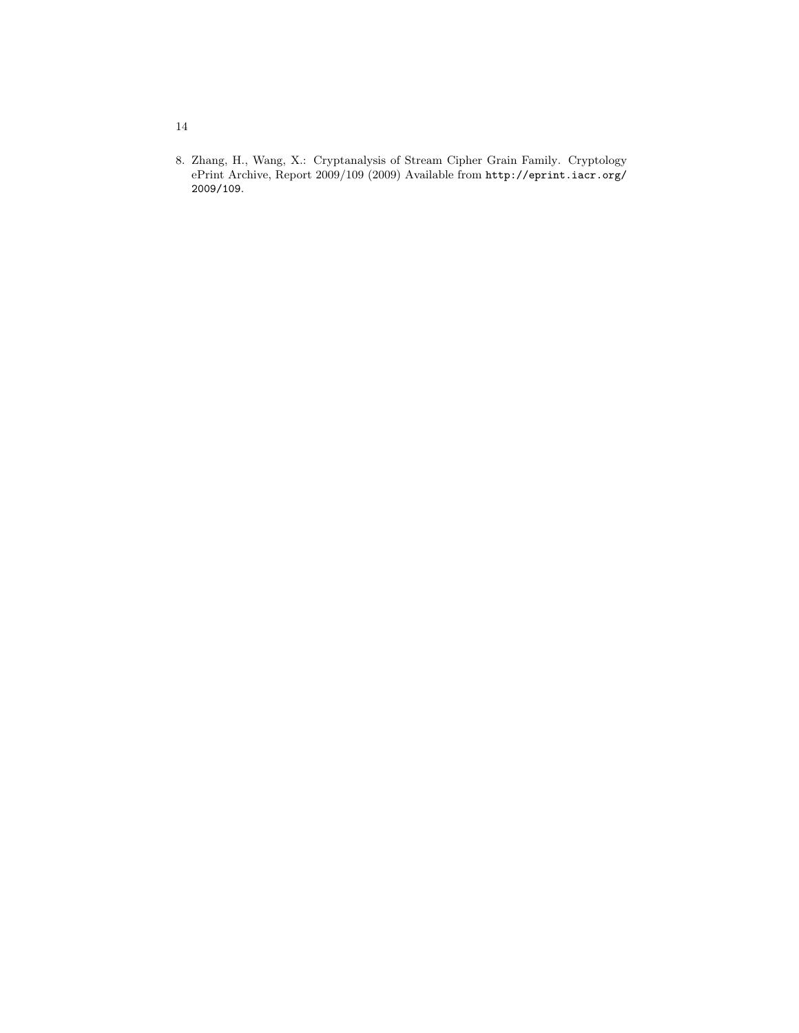8. Zhang, H., Wang, X.: Cryptanalysis of Stream Cipher Grain Family. Cryptology ePrint Archive, Report 2009/109 (2009) Available from http://eprint.iacr.org/2009/109.